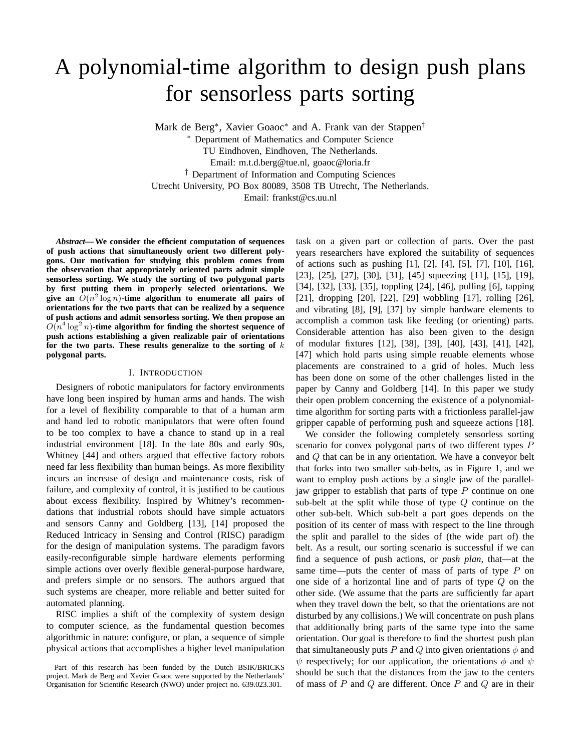# A polynomial-time algorithm to design push plans for sensorless parts sorting

Mark de Berg*, Xavier Goaoc* and A. Frank van der Stappen†

* Department of Mathematics and Computer Science
TU Eindhoven, Eindhoven, The Netherlands.
Email: m.t.d.berg@tue.nl, goaoc@loria.fr

† Department of Information and Computing Sciences
Utrecht University, PO Box 80089, 3508 TB Utrecht, The Netherlands.
Email: frankst@cs.uu.nl

***Abstract*— We consider the efficient computation of sequences of push actions that simultaneously orient two different polygons. Our motivation for studying this problem comes from the observation that appropriately oriented parts admit simple sensorless sorting. We study the sorting of two polygonal parts by first putting them in properly selected orientations. We give an $O(n^2 \log n)$-time algorithm to enumerate all pairs of orientations for the two parts that can be realized by a sequence of push actions and admit sensorless sorting. We then propose an $O(n^4 \log^2 n)$-time algorithm for finding the shortest sequence of push actions establishing a given realizable pair of orientations for the two parts. These results generalize to the sorting of $k$ polygonal parts.**

## I. Introduction

Designers of robotic manipulators for factory environments have long been inspired by human arms and hands. The wish for a level of flexibility comparable to that of a human arm and hand led to robotic manipulators that were often found to be too complex to have a chance to stand up in a real industrial environment [18]. In the late 80s and early 90s, Whitney [44] and others argued that effective factory robots need far less flexibility than human beings. As more flexibility incurs an increase of design and maintenance costs, risk of failure, and complexity of control, it is justified to be cautious about excess flexibility. Inspired by Whitney's recommendations that industrial robots should have simple actuators and sensors Canny and Goldberg [13], [14] proposed the Reduced Intricacy in Sensing and Control (RISC) paradigm for the design of manipulation systems. The paradigm favors easily-reconfigurable simple hardware elements performing simple actions over overly flexible general-purpose hardware, and prefers simple or no sensors. The authors argued that such systems are cheaper, more reliable and better suited for automated planning.

RISC implies a shift of the complexity of system design to computer science, as the fundamental question becomes algorithmic in nature: configure, or plan, a sequence of simple physical actions that accomplishes a higher level manipulation task on a given part or collection of parts. Over the past years researchers have explored the suitability of sequences of actions such as pushing [1], [2], [4], [5], [7], [10], [16], [23], [25], [27], [30], [31], [45] squeezing [11], [15], [19], [34], [32], [33], [35], toppling [24], [46], pulling [6], tapping [21], dropping [20], [22], [29] wobbling [17], rolling [26], and vibrating [8], [9], [37] by simple hardware elements to accomplish a common task like feeding (or orienting) parts. Considerable attention has also been given to the design of modular fixtures [12], [38], [39], [40], [43], [41], [42], [47] which hold parts using simple reuable elements whose placements are constrained to a grid of holes. Much less has been done on some of the other challenges listed in the paper by Canny and Goldberg [14]. In this paper we study their open problem concerning the existence of a polynomial-time algorithm for sorting parts with a frictionless parallel-jaw gripper capable of performing push and squeeze actions [18].

We consider the following completely sensorless sorting scenario for convex polygonal parts of two different types $P$ and $Q$ that can be in any orientation. We have a conveyor belt that forks into two smaller sub-belts, as in Figure 1, and we want to employ push actions by a single jaw of the parallel-jaw gripper to establish that parts of type $P$ continue on one sub-belt at the split while those of type $Q$ continue on the other sub-belt. Which sub-belt a part goes depends on the position of its center of mass with respect to the line through the split and parallel to the sides of (the wide part of) the belt. As a result, our sorting scenario is successful if we can find a sequence of push actions, or *push plan*, that—at the same time—puts the center of mass of parts of type $P$ on one side of a horizontal line and of parts of type $Q$ on the other side. (We assume that the parts are sufficiently far apart when they travel down the belt, so that the orientations are not disturbed by any collisions.) We will concentrate on push plans that additionally bring parts of the same type into the same orientation. Our goal is therefore to find the shortest push plan that simultaneously puts $P$ and $Q$ into given orientations $\phi$ and $\psi$ respectively; for our application, the orientations $\phi$ and $\psi$ should be such that the distances from the jaw to the centers of mass of $P$ and $Q$ are different. Once $P$ and $Q$ are in their

Part of this research has been funded by the Dutch BSIK/BRICKS project. Mark de Berg and Xavier Goaoc were supported by the Netherlands' Organisation for Scientific Research (NWO) under project no. 639.023.301.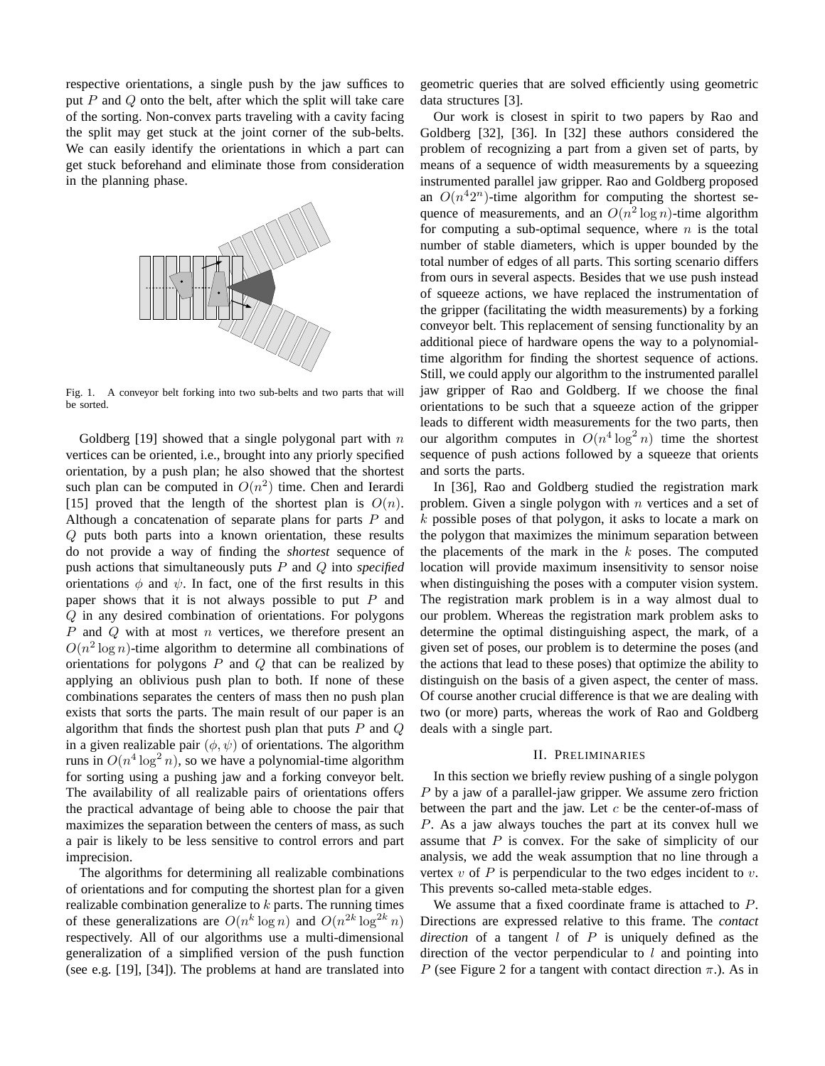respective orientations, a single push by the jaw suffices to put $P$ and $Q$ onto the belt, after which the split will take care of the sorting. Non-convex parts traveling with a cavity facing the split may get stuck at the joint corner of the sub-belts. We can easily identify the orientations in which a part can get stuck beforehand and eliminate those from consideration in the planning phase.

Fig. 1. A conveyor belt forking into two sub-belts and two parts that will be sorted.

Goldberg [19] showed that a single polygonal part with $n$ vertices can be oriented, i.e., brought into any priorly specified orientation, by a push plan; he also showed that the shortest such plan can be computed in $O(n^2)$ time. Chen and Ierardi [15] proved that the length of the shortest plan is $O(n)$. Although a concatenation of separate plans for parts $P$ and $Q$ puts both parts into a known orientation, these results do not provide a way of finding the *shortest* sequence of push actions that simultaneously puts $P$ and $Q$ into *specified* orientations $\phi$ and $\psi$. In fact, one of the first results in this paper shows that it is not always possible to put $P$ and $Q$ in any desired combination of orientations. For polygons $P$ and $Q$ with at most $n$ vertices, we therefore present an $O(n^2 \log n)$-time algorithm to determine all combinations of orientations for polygons $P$ and $Q$ that can be realized by applying an oblivious push plan to both. If none of these combinations separates the centers of mass then no push plan exists that sorts the parts. The main result of our paper is an algorithm that finds the shortest push plan that puts $P$ and $Q$ in a given realizable pair $(\phi, \psi)$ of orientations. The algorithm runs in $O(n^4 \log^2 n)$, so we have a polynomial-time algorithm for sorting using a pushing jaw and a forking conveyor belt. The availability of all realizable pairs of orientations offers the practical advantage of being able to choose the pair that maximizes the separation between the centers of mass, as such a pair is likely to be less sensitive to control errors and part imprecision.

The algorithms for determining all realizable combinations of orientations and for computing the shortest plan for a given realizable combination generalize to $k$ parts. The running times of these generalizations are $O(n^k \log n)$ and $O(n^{2k} \log^{2k} n)$ respectively. All of our algorithms use a multi-dimensional generalization of a simplified version of the push function (see e.g. [19], [34]). The problems at hand are translated into geometric queries that are solved efficiently using geometric data structures [3].

Our work is closest in spirit to two papers by Rao and Goldberg [32], [36]. In [32] these authors considered the problem of recognizing a part from a given set of parts, by means of a sequence of width measurements by a squeezing instrumented parallel jaw gripper. Rao and Goldberg proposed an $O(n^4 2^n)$-time algorithm for computing the shortest sequence of measurements, and an $O(n^2 \log n)$-time algorithm for computing a sub-optimal sequence, where $n$ is the total number of stable diameters, which is upper bounded by the total number of edges of all parts. This sorting scenario differs from ours in several aspects. Besides that we use push instead of squeeze actions, we have replaced the instrumentation of the gripper (facilitating the width measurements) by a forking conveyor belt. This replacement of sensing functionality by an additional piece of hardware opens the way to a polynomial-time algorithm for finding the shortest sequence of actions. Still, we could apply our algorithm to the instrumented parallel jaw gripper of Rao and Goldberg. If we choose the final orientations to be such that a squeeze action of the gripper leads to different width measurements for the two parts, then our algorithm computes in $O(n^4 \log^2 n)$ time the shortest sequence of push actions followed by a squeeze that orients and sorts the parts.

In [36], Rao and Goldberg studied the registration mark problem. Given a single polygon with $n$ vertices and a set of $k$ possible poses of that polygon, it asks to locate a mark on the polygon that maximizes the minimum separation between the placements of the mark in the $k$ poses. The computed location will provide maximum insensitivity to sensor noise when distinguishing the poses with a computer vision system. The registration mark problem is in a way almost dual to our problem. Whereas the registration mark problem asks to determine the optimal distinguishing aspect, the mark, of a given set of poses, our problem is to determine the poses (and the actions that lead to these poses) that optimize the ability to distinguish on the basis of a given aspect, the center of mass. Of course another crucial difference is that we are dealing with two (or more) parts, whereas the work of Rao and Goldberg deals with a single part.

## II. Preliminaries

In this section we briefly review pushing of a single polygon $P$ by a jaw of a parallel-jaw gripper. We assume zero friction between the part and the jaw. Let $c$ be the center-of-mass of $P$. As a jaw always touches the part at its convex hull we assume that $P$ is convex. For the sake of simplicity of our analysis, we add the weak assumption that no line through a vertex $v$ of $P$ is perpendicular to the two edges incident to $v$. This prevents so-called meta-stable edges.

We assume that a fixed coordinate frame is attached to $P$. Directions are expressed relative to this frame. The *contact direction* of a tangent $l$ of $P$ is uniquely defined as the direction of the vector perpendicular to $l$ and pointing into $P$ (see Figure 2 for a tangent with contact direction $\pi$.). As in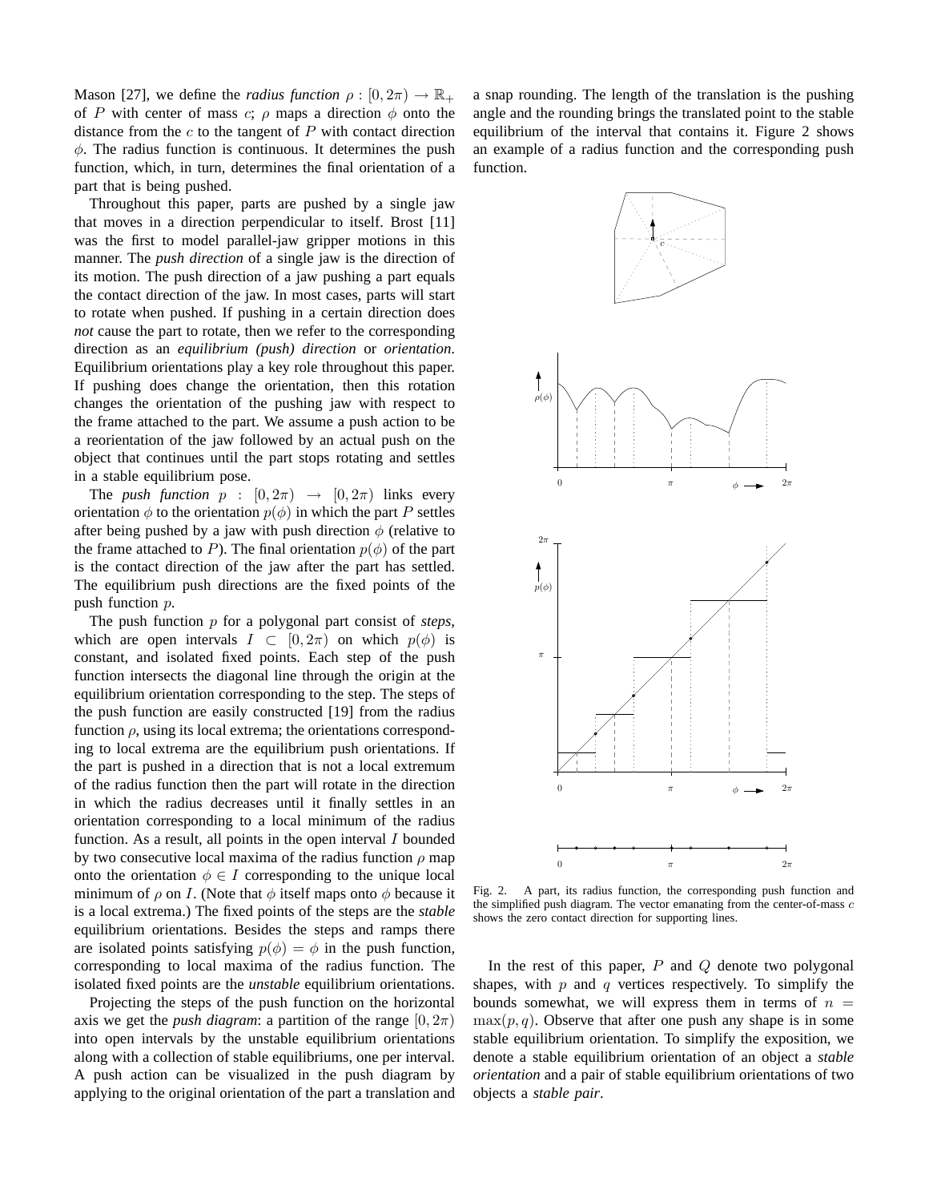Mason [27], we define the *radius function* $\rho : [0, 2\pi) \to \mathbb{R}_+$ of $P$ with center of mass $c$; $\rho$ maps a direction $\phi$ onto the distance from the $c$ to the tangent of $P$ with contact direction $\phi$. The radius function is continuous. It determines the push function, which, in turn, determines the final orientation of a part that is being pushed.

Throughout this paper, parts are pushed by a single jaw that moves in a direction perpendicular to itself. Brost [11] was the first to model parallel-jaw gripper motions in this manner. The *push direction* of a single jaw is the direction of its motion. The push direction of a jaw pushing a part equals the contact direction of the jaw. In most cases, parts will start to rotate when pushed. If pushing in a certain direction does *not* cause the part to rotate, then we refer to the corresponding direction as an *equilibrium (push) direction* or *orientation*. Equilibrium orientations play a key role throughout this paper. If pushing does change the orientation, then this rotation changes the orientation of the pushing jaw with respect to the frame attached to the part. We assume a push action to be a reorientation of the jaw followed by an actual push on the object that continues until the part stops rotating and settles in a stable equilibrium pose.

The *push function* $p : [0, 2\pi) \to [0, 2\pi)$ links every orientation $\phi$ to the orientation $p(\phi)$ in which the part $P$ settles after being pushed by a jaw with push direction $\phi$ (relative to the frame attached to $P$). The final orientation $p(\phi)$ of the part is the contact direction of the jaw after the part has settled. The equilibrium push directions are the fixed points of the push function $p$.

The push function $p$ for a polygonal part consist of *steps*, which are open intervals $I \subset [0, 2\pi)$ on which $p(\phi)$ is constant, and isolated fixed points. Each step of the push function intersects the diagonal line through the origin at the equilibrium orientation corresponding to the step. The steps of the push function are easily constructed [19] from the radius function $\rho$, using its local extrema; the orientations corresponding to local extrema are the equilibrium push orientations. If the part is pushed in a direction that is not a local extremum of the radius function then the part will rotate in the direction in which the radius decreases until it finally settles in an orientation corresponding to a local minimum of the radius function. As a result, all points in the open interval $I$ bounded by two consecutive local maxima of the radius function $\rho$ map onto the orientation $\phi \in I$ corresponding to the unique local minimum of $\rho$ on $I$. (Note that $\phi$ itself maps onto $\phi$ because it is a local extrema.) The fixed points of the steps are the *stable* equilibrium orientations. Besides the steps and ramps there are isolated points satisfying $p(\phi) = \phi$ in the push function, corresponding to local maxima of the radius function. The isolated fixed points are the *unstable* equilibrium orientations.

Projecting the steps of the push function on the horizontal axis we get the *push diagram*: a partition of the range $[0, 2\pi)$ into open intervals by the unstable equilibrium orientations along with a collection of stable equilibriums, one per interval. A push action can be visualized in the push diagram by applying to the original orientation of the part a translation and a snap rounding. The length of the translation is the pushing angle and the rounding brings the translated point to the stable equilibrium of the interval that contains it. Figure 2 shows an example of a radius function and the corresponding push function.

Fig. 2. A part, its radius function, the corresponding push function and the simplified push diagram. The vector emanating from the center-of-mass $c$ shows the zero contact direction for supporting lines.

In the rest of this paper, $P$ and $Q$ denote two polygonal shapes, with $p$ and $q$ vertices respectively. To simplify the bounds somewhat, we will express them in terms of $n = \max(p, q)$. Observe that after one push any shape is in some stable equilibrium orientation. To simplify the exposition, we denote a stable equilibrium orientation of an object a *stable orientation* and a pair of stable equilibrium orientations of two objects a *stable pair*.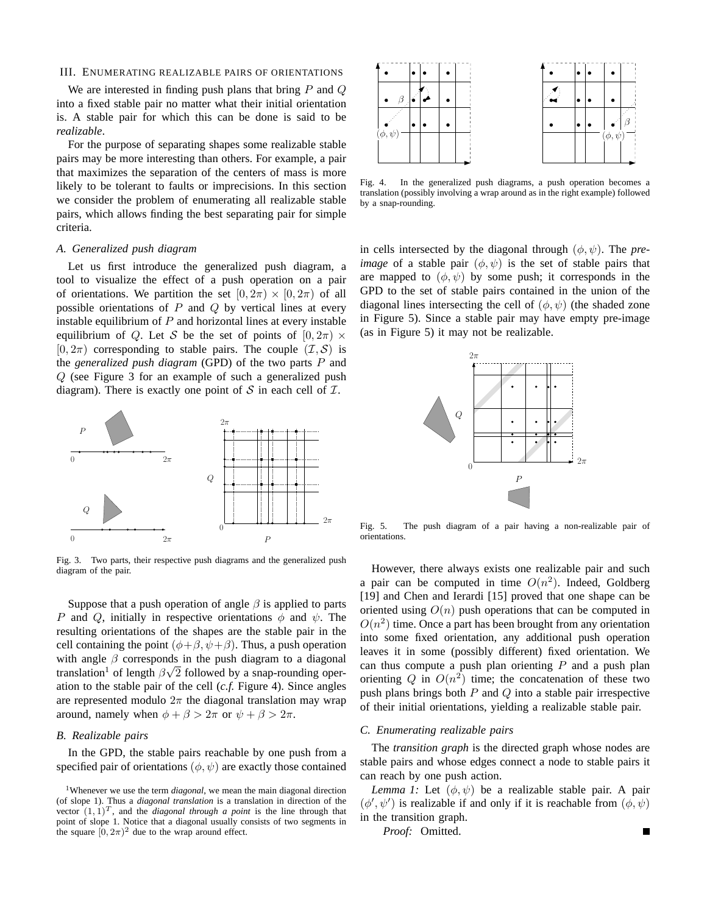## III. Enumerating realizable pairs of orientations

We are interested in finding push plans that bring $P$ and $Q$ into a fixed stable pair no matter what their initial orientation is. A stable pair for which this can be done is said to be *realizable*.

For the purpose of separating shapes some realizable stable pairs may be more interesting than others. For example, a pair that maximizes the separation of the centers of mass is more likely to be tolerant to faults or imprecisions. In this section we consider the problem of enumerating all realizable stable pairs, which allows finding the best separating pair for simple criteria.

### A. Generalized push diagram

Let us first introduce the generalized push diagram, a tool to visualize the effect of a push operation on a pair of orientations. We partition the set $[0, 2\pi) \times [0, 2\pi)$ of all possible orientations of $P$ and $Q$ by vertical lines at every instable equilibrium of $P$ and horizontal lines at every instable equilibrium of $Q$. Let $\mathcal{S}$ be the set of points of $[0, 2\pi) \times [0, 2\pi)$ corresponding to stable pairs. The couple $(\mathcal{I}, \mathcal{S})$ is the *generalized push diagram* (GPD) of the two parts $P$ and $Q$ (see Figure 3 for an example of such a generalized push diagram). There is exactly one point of $\mathcal{S}$ in each cell of $\mathcal{I}$.

Fig. 3. Two parts, their respective push diagrams and the generalized push diagram of the pair.

Suppose that a push operation of angle $\beta$ is applied to parts $P$ and $Q$, initially in respective orientations $\phi$ and $\psi$. The resulting orientations of the shapes are the stable pair in the cell containing the point $(\phi+\beta, \psi+\beta)$. Thus, a push operation with angle $\beta$ corresponds in the push diagram to a diagonal translation[1] of length $\beta\sqrt{2}$ followed by a snap-rounding operation to the stable pair of the cell (*c.f.* Figure 4). Since angles are represented modulo $2\pi$ the diagonal translation may wrap around, namely when $\phi + \beta > 2\pi$ or $\psi + \beta > 2\pi$.

### B. Realizable pairs

In the GPD, the stable pairs reachable by one push from a specified pair of orientations $(\phi, \psi)$ are exactly those contained in cells intersected by the diagonal through $(\phi, \psi)$. The *pre-image* of a stable pair $(\phi, \psi)$ is the set of stable pairs that are mapped to $(\phi, \psi)$ by some push; it corresponds in the GPD to the set of stable pairs contained in the union of the diagonal lines intersecting the cell of $(\phi, \psi)$ (the shaded zone in Figure 5). Since a stable pair may have empty pre-image (as in Figure 5) it may not be realizable.

Fig. 4. In the generalized push diagrams, a push operation becomes a translation (possibly involving a wrap around as in the right example) followed by a snap-rounding.

Fig. 5. The push diagram of a pair having a non-realizable pair of orientations.

However, there always exists one realizable pair and such a pair can be computed in time $O(n^2)$. Indeed, Goldberg [19] and Chen and Ierardi [15] proved that one shape can be oriented using $O(n)$ push operations that can be computed in $O(n^2)$ time. Once a part has been brought from any orientation into some fixed orientation, any additional push operation leaves it in some (possibly different) fixed orientation. We can thus compute a push plan orienting $P$ and a push plan orienting $Q$ in $O(n^2)$ time; the concatenation of these two push plans brings both $P$ and $Q$ into a stable pair irrespective of their initial orientations, yielding a realizable stable pair.

### C. Enumerating realizable pairs

The *transition graph* is the directed graph whose nodes are stable pairs and whose edges connect a node to stable pairs it can reach by one push action.

*Lemma 1:* Let $(\phi, \psi)$ be a realizable stable pair. A pair $(\phi', \psi')$ is realizable if and only if it is reachable from $(\phi, \psi)$ in the transition graph.

*Proof:* Omitted. ■

[1] Whenever we use the term *diagonal*, we mean the main diagonal direction (of slope 1). Thus a *diagonal translation* is a translation in direction of the vector $(1, 1)^T$, and the *diagonal through a point* is the line through that point of slope 1. Notice that a diagonal usually consists of two segments in the square $[0, 2\pi)^2$ due to the wrap around effect.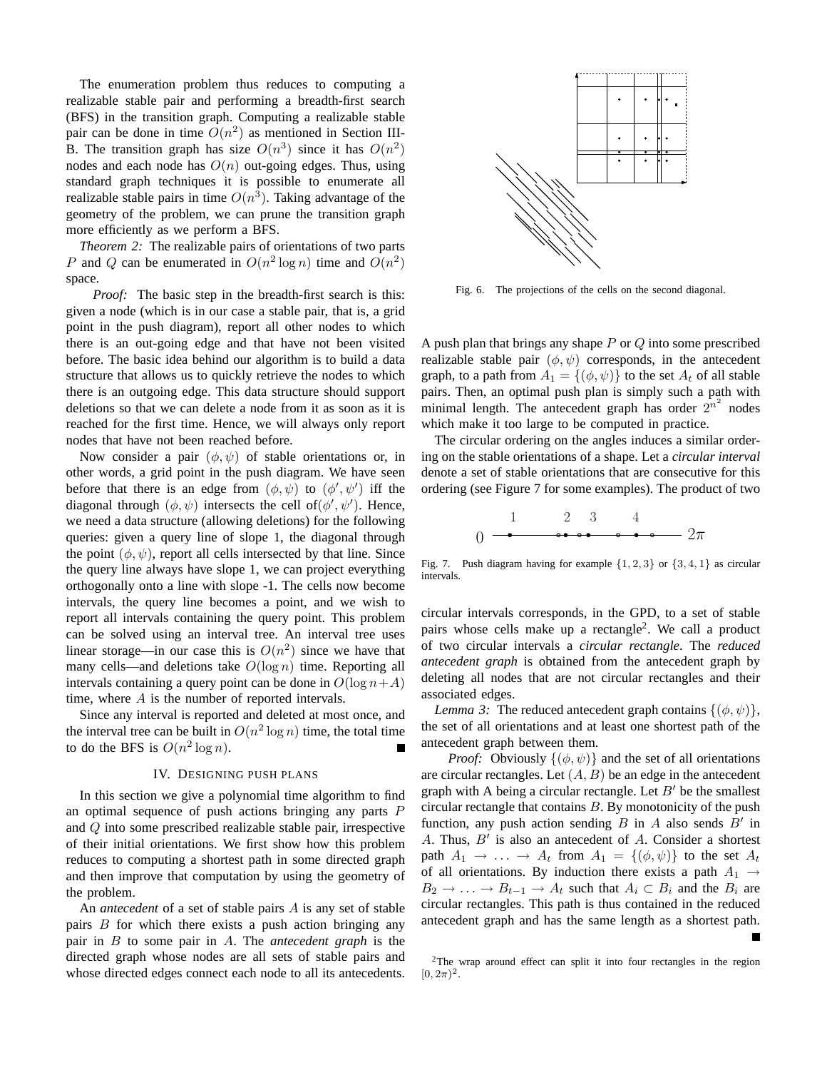The enumeration problem thus reduces to computing a realizable stable pair and performing a breadth-first search (BFS) in the transition graph. Computing a realizable stable pair can be done in time $O(n^2)$ as mentioned in Section III-B. The transition graph has size $O(n^3)$ since it has $O(n^2)$ nodes and each node has $O(n)$ out-going edges. Thus, using standard graph techniques it is possible to enumerate all realizable stable pairs in time $O(n^3)$. Taking advantage of the geometry of the problem, we can prune the transition graph more efficiently as we perform a BFS.

*Theorem 2:* The realizable pairs of orientations of two parts $P$ and $Q$ can be enumerated in $O(n^2 \log n)$ time and $O(n^2)$ space.

*Proof:* The basic step in the breadth-first search is this: given a node (which is in our case a stable pair, that is, a grid point in the push diagram), report all other nodes to which there is an out-going edge and that have not been visited before. The basic idea behind our algorithm is to build a data structure that allows us to quickly retrieve the nodes to which there is an outgoing edge. This data structure should support deletions so that we can delete a node from it as soon as it is reached for the first time. Hence, we will always only report nodes that have not been reached before.

Now consider a pair $(\phi, \psi)$ of stable orientations or, in other words, a grid point in the push diagram. We have seen before that there is an edge from $(\phi, \psi)$ to $(\phi', \psi')$ iff the diagonal through $(\phi, \psi)$ intersects the cell of$(\phi', \psi')$. Hence, we need a data structure (allowing deletions) for the following queries: given a query line of slope 1, the diagonal through the point $(\phi, \psi)$, report all cells intersected by that line. Since the query line always have slope 1, we can project everything orthogonally onto a line with slope -1. The cells now become intervals, the query line becomes a point, and we wish to report all intervals containing the query point. This problem can be solved using an interval tree. An interval tree uses linear storage—in our case this is $O(n^2)$ since we have that many cells—and deletions take $O(\log n)$ time. Reporting all intervals containing a query point can be done in $O(\log n + A)$ time, where $A$ is the number of reported intervals.

Since any interval is reported and deleted at most once, and the interval tree can be built in $O(n^2 \log n)$ time, the total time to do the BFS is $O(n^2 \log n)$. ∎

## IV. Designing push plans

In this section we give a polynomial time algorithm to find an optimal sequence of push actions bringing any parts $P$ and $Q$ into some prescribed realizable stable pair, irrespective of their initial orientations. We first show how this problem reduces to computing a shortest path in some directed graph and then improve that computation by using the geometry of the problem.

An *antecedent* of a set of stable pairs $A$ is any set of stable pairs $B$ for which there exists a push action bringing any pair in $B$ to some pair in $A$. The *antecedent graph* is the directed graph whose nodes are all sets of stable pairs and whose directed edges connect each node to all its antecedents.

Fig. 6. The projections of the cells on the second diagonal.

A push plan that brings any shape $P$ or $Q$ into some prescribed realizable stable pair $(\phi, \psi)$ corresponds, in the antecedent graph, to a path from $A_1 = \{(\phi, \psi)\}$ to the set $A_t$ of all stable pairs. Then, an optimal push plan is simply such a path with minimal length. The antecedent graph has order $2^{n^2}$ nodes which make it too large to be computed in practice.

The circular ordering on the angles induces a similar ordering on the stable orientations of a shape. Let a *circular interval* denote a set of stable orientations that are consecutive for this ordering (see Figure 7 for some examples). The product of two

Fig. 7. Push diagram having for example $\{1, 2, 3\}$ or $\{3, 4, 1\}$ as circular intervals.

circular intervals corresponds, in the GPD, to a set of stable pairs whose cells make up a rectangle[2]. We call a product of two circular intervals a *circular rectangle*. The *reduced antecedent graph* is obtained from the antecedent graph by deleting all nodes that are not circular rectangles and their associated edges.

*Lemma 3:* The reduced antecedent graph contains $\{(\phi, \psi)\}$, the set of all orientations and at least one shortest path of the antecedent graph between them.

*Proof:* Obviously $\{(\phi, \psi)\}$ and the set of all orientations are circular rectangles. Let $(A, B)$ be an edge in the antecedent graph with A being a circular rectangle. Let $B'$ be the smallest circular rectangle that contains $B$. By monotonicity of the push function, any push action sending $B$ in $A$ also sends $B'$ in $A$. Thus, $B'$ is also an antecedent of $A$. Consider a shortest path $A_1 \rightarrow \ldots \rightarrow A_t$ from $A_1 = \{(\phi, \psi)\}$ to the set $A_t$ of all orientations. By induction there exists a path $A_1 \rightarrow B_2 \rightarrow \ldots \rightarrow B_{t-1} \rightarrow A_t$ such that $A_i \subset B_i$ and the $B_i$ are circular rectangles. This path is thus contained in the reduced antecedent graph and has the same length as a shortest path. ∎

[2] The wrap around effect can split it into four rectangles in the region $[0, 2\pi)^2$.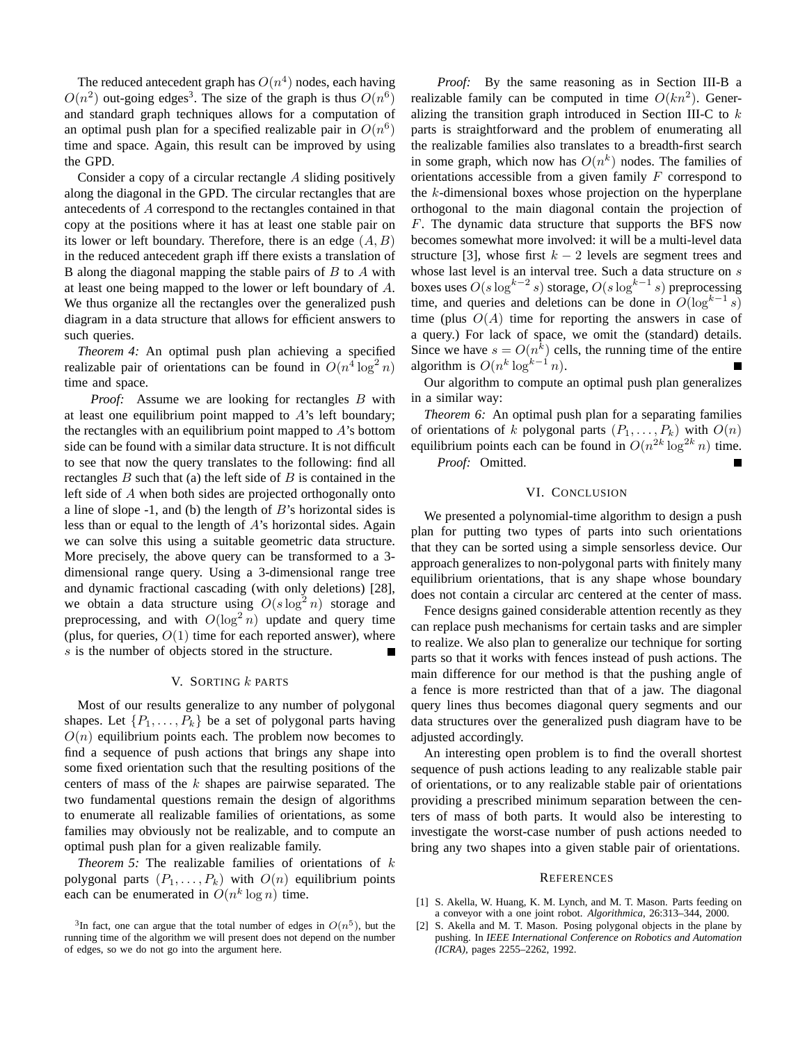The reduced antecedent graph has $O(n^4)$ nodes, each having $O(n^2)$ out-going edges[3]. The size of the graph is thus $O(n^6)$ and standard graph techniques allows for a computation of an optimal push plan for a specified realizable pair in $O(n^6)$ time and space. Again, this result can be improved by using the GPD.

Consider a copy of a circular rectangle $A$ sliding positively along the diagonal in the GPD. The circular rectangles that are antecedents of $A$ correspond to the rectangles contained in that copy at the positions where it has at least one stable pair on its lower or left boundary. Therefore, there is an edge $(A, B)$ in the reduced antecedent graph iff there exists a translation of B along the diagonal mapping the stable pairs of $B$ to $A$ with at least one being mapped to the lower or left boundary of $A$. We thus organize all the rectangles over the generalized push diagram in a data structure that allows for efficient answers to such queries.

*Theorem 4:* An optimal push plan achieving a specified realizable pair of orientations can be found in $O(n^4 \log^2 n)$ time and space.

*Proof:* Assume we are looking for rectangles $B$ with at least one equilibrium point mapped to $A$'s left boundary; the rectangles with an equilibrium point mapped to $A$'s bottom side can be found with a similar data structure. It is not difficult to see that now the query translates to the following: find all rectangles $B$ such that (a) the left side of $B$ is contained in the left side of $A$ when both sides are projected orthogonally onto a line of slope -1, and (b) the length of $B$'s horizontal sides is less than or equal to the length of $A$'s horizontal sides. Again we can solve this using a suitable geometric data structure. More precisely, the above query can be transformed to a 3-dimensional range query. Using a 3-dimensional range tree and dynamic fractional cascading (with only deletions) [28], we obtain a data structure using $O(s \log^2 n)$ storage and preprocessing, and with $O(\log^2 n)$ update and query time (plus, for queries, $O(1)$ time for each reported answer), where $s$ is the number of objects stored in the structure. ∎

## V. Sorting $k$ parts

Most of our results generalize to any number of polygonal shapes. Let $\{P_1, \ldots, P_k\}$ be a set of polygonal parts having $O(n)$ equilibrium points each. The problem now becomes to find a sequence of push actions that brings any shape into some fixed orientation such that the resulting positions of the centers of mass of the $k$ shapes are pairwise separated. The two fundamental questions remain the design of algorithms to enumerate all realizable families of orientations, as some families may obviously not be realizable, and to compute an optimal push plan for a given realizable family.

*Theorem 5:* The realizable families of orientations of $k$ polygonal parts $(P_1, \ldots, P_k)$ with $O(n)$ equilibrium points each can be enumerated in $O(n^k \log n)$ time.

[3]In fact, one can argue that the total number of edges in $O(n^5)$, but the running time of the algorithm we will present does not depend on the number of edges, so we do not go into the argument here.

*Proof:* By the same reasoning as in Section III-B a realizable family can be computed in time $O(kn^2)$. Generalizing the transition graph introduced in Section III-C to $k$ parts is straightforward and the problem of enumerating all the realizable families also translates to a breadth-first search in some graph, which now has $O(n^k)$ nodes. The families of orientations accessible from a given family $F$ correspond to the $k$-dimensional boxes whose projection on the hyperplane orthogonal to the main diagonal contain the projection of $F$. The dynamic data structure that supports the BFS now becomes somewhat more involved: it will be a multi-level data structure [3], whose first $k-2$ levels are segment trees and whose last level is an interval tree. Such a data structure on $s$ boxes uses $O(s \log^{k-2} s)$ storage, $O(s \log^{k-1} s)$ preprocessing time, and queries and deletions can be done in $O(\log^{k-1} s)$ time (plus $O(A)$ time for reporting the answers in case of a query.) For lack of space, we omit the (standard) details. Since we have $s = O(n^k)$ cells, the running time of the entire algorithm is $O(n^k \log^{k-1} n)$. ∎

Our algorithm to compute an optimal push plan generalizes in a similar way:

*Theorem 6:* An optimal push plan for a separating families of orientations of $k$ polygonal parts $(P_1, \ldots, P_k)$ with $O(n)$ equilibrium points each can be found in $O(n^{2k} \log^{2k} n)$ time.

*Proof:* Omitted. ∎

## VI. Conclusion

We presented a polynomial-time algorithm to design a push plan for putting two types of parts into such orientations that they can be sorted using a simple sensorless device. Our approach generalizes to non-polygonal parts with finitely many equilibrium orientations, that is any shape whose boundary does not contain a circular arc centered at the center of mass.

Fence designs gained considerable attention recently as they can replace push mechanisms for certain tasks and are simpler to realize. We also plan to generalize our technique for sorting parts so that it works with fences instead of push actions. The main difference for our method is that the pushing angle of a fence is more restricted than that of a jaw. The diagonal query lines thus becomes diagonal query segments and our data structures over the generalized push diagram have to be adjusted accordingly.

An interesting open problem is to find the overall shortest sequence of push actions leading to any realizable stable pair of orientations, or to any realizable stable pair of orientations providing a prescribed minimum separation between the centers of mass of both parts. It would also be interesting to investigate the worst-case number of push actions needed to bring any two shapes into a given stable pair of orientations.

## References

[1] S. Akella, W. Huang, K. M. Lynch, and M. T. Mason. Parts feeding on a conveyor with a one joint robot. *Algorithmica*, 26:313–344, 2000.

[2] S. Akella and M. T. Mason. Posing polygonal objects in the plane by pushing. In *IEEE International Conference on Robotics and Automation (ICRA)*, pages 2255–2262, 1992.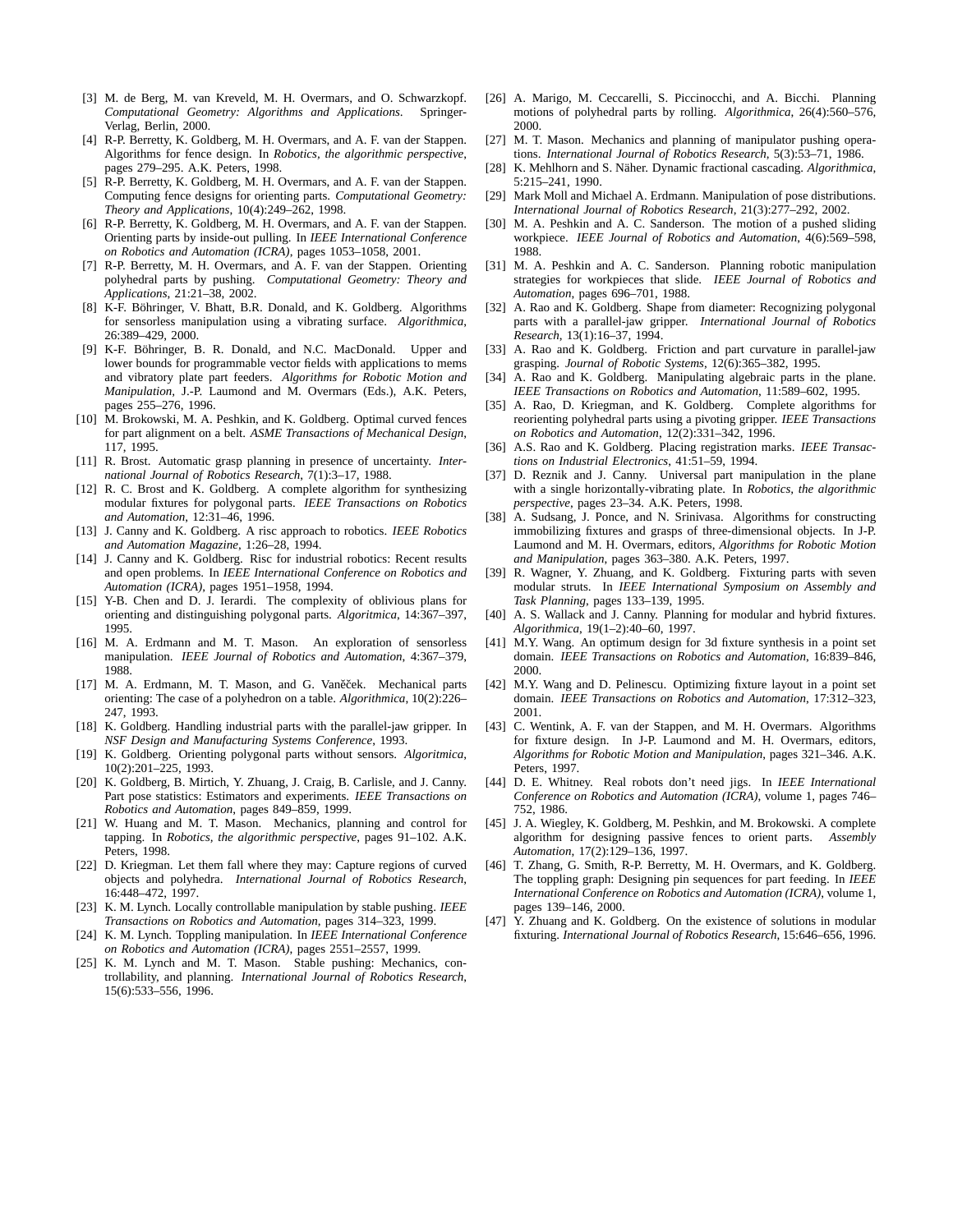[3] M. de Berg, M. van Kreveld, M. H. Overmars, and O. Schwarzkopf. *Computational Geometry: Algorithms and Applications*. Springer-Verlag, Berlin, 2000.

[4] R-P. Berretty, K. Goldberg, M. H. Overmars, and A. F. van der Stappen. Algorithms for fence design. In *Robotics, the algorithmic perspective*, pages 279–295. A.K. Peters, 1998.

[5] R-P. Berretty, K. Goldberg, M. H. Overmars, and A. F. van der Stappen. Computing fence designs for orienting parts. *Computational Geometry: Theory and Applications*, 10(4):249–262, 1998.

[6] R-P. Berretty, K. Goldberg, M. H. Overmars, and A. F. van der Stappen. Orienting parts by inside-out pulling. In *IEEE International Conference on Robotics and Automation (ICRA)*, pages 1053–1058, 2001.

[7] R-P. Berretty, M. H. Overmars, and A. F. van der Stappen. Orienting polyhedral parts by pushing. *Computational Geometry: Theory and Applications*, 21:21–38, 2002.

[8] K-F. Böhringer, V. Bhatt, B.R. Donald, and K. Goldberg. Algorithms for sensorless manipulation using a vibrating surface. *Algorithmica*, 26:389–429, 2000.

[9] K-F. Böhringer, B. R. Donald, and N.C. MacDonald. Upper and lower bounds for programmable vector fields with applications to mems and vibratory plate part feeders. *Algorithms for Robotic Motion and Manipulation*, J.-P. Laumond and M. Overmars (Eds.), A.K. Peters, pages 255–276, 1996.

[10] M. Brokowski, M. A. Peshkin, and K. Goldberg. Optimal curved fences for part alignment on a belt. *ASME Transactions of Mechanical Design*, 117, 1995.

[11] R. Brost. Automatic grasp planning in presence of uncertainty. *International Journal of Robotics Research*, 7(1):3–17, 1988.

[12] R. C. Brost and K. Goldberg. A complete algorithm for synthesizing modular fixtures for polygonal parts. *IEEE Transactions on Robotics and Automation*, 12:31–46, 1996.

[13] J. Canny and K. Goldberg. A risc approach to robotics. *IEEE Robotics and Automation Magazine*, 1:26–28, 1994.

[14] J. Canny and K. Goldberg. Risc for industrial robotics: Recent results and open problems. In *IEEE International Conference on Robotics and Automation (ICRA)*, pages 1951–1958, 1994.

[15] Y-B. Chen and D. J. Ierardi. The complexity of oblivious plans for orienting and distinguishing polygonal parts. *Algoritmica*, 14:367–397, 1995.

[16] M. A. Erdmann and M. T. Mason. An exploration of sensorless manipulation. *IEEE Journal of Robotics and Automation*, 4:367–379, 1988.

[17] M. A. Erdmann, M. T. Mason, and G. Vaněček. Mechanical parts orienting: The case of a polyhedron on a table. *Algorithmica*, 10(2):226–247, 1993.

[18] K. Goldberg. Handling industrial parts with the parallel-jaw gripper. In *NSF Design and Manufacturing Systems Conference*, 1993.

[19] K. Goldberg. Orienting polygonal parts without sensors. *Algoritmica*, 10(2):201–225, 1993.

[20] K. Goldberg, B. Mirtich, Y. Zhuang, J. Craig, B. Carlisle, and J. Canny. Part pose statistics: Estimators and experiments. *IEEE Transactions on Robotics and Automation*, pages 849–859, 1999.

[21] W. Huang and M. T. Mason. Mechanics, planning and control for tapping. In *Robotics, the algorithmic perspective*, pages 91–102. A.K. Peters, 1998.

[22] D. Kriegman. Let them fall where they may: Capture regions of curved objects and polyhedra. *International Journal of Robotics Research*, 16:448–472, 1997.

[23] K. M. Lynch. Locally controllable manipulation by stable pushing. *IEEE Transactions on Robotics and Automation*, pages 314–323, 1999.

[24] K. M. Lynch. Toppling manipulation. In *IEEE International Conference on Robotics and Automation (ICRA)*, pages 2551–2557, 1999.

[25] K. M. Lynch and M. T. Mason. Stable pushing: Mechanics, controllability, and planning. *International Journal of Robotics Research*, 15(6):533–556, 1996.

[26] A. Marigo, M. Ceccarelli, S. Piccinocchi, and A. Bicchi. Planning motions of polyhedral parts by rolling. *Algorithmica*, 26(4):560–576, 2000.

[27] M. T. Mason. Mechanics and planning of manipulator pushing operations. *International Journal of Robotics Research*, 5(3):53–71, 1986.

[28] K. Mehlhorn and S. Näher. Dynamic fractional cascading. *Algorithmica*, 5:215–241, 1990.

[29] Mark Moll and Michael A. Erdmann. Manipulation of pose distributions. *International Journal of Robotics Research*, 21(3):277–292, 2002.

[30] M. A. Peshkin and A. C. Sanderson. The motion of a pushed sliding workpiece. *IEEE Journal of Robotics and Automation*, 4(6):569–598, 1988.

[31] M. A. Peshkin and A. C. Sanderson. Planning robotic manipulation strategies for workpieces that slide. *IEEE Journal of Robotics and Automation*, pages 696–701, 1988.

[32] A. Rao and K. Goldberg. Shape from diameter: Recognizing polygonal parts with a parallel-jaw gripper. *International Journal of Robotics Research*, 13(1):16–37, 1994.

[33] A. Rao and K. Goldberg. Friction and part curvature in parallel-jaw grasping. *Journal of Robotic Systems*, 12(6):365–382, 1995.

[34] A. Rao and K. Goldberg. Manipulating algebraic parts in the plane. *IEEE Transactions on Robotics and Automation*, 11:589–602, 1995.

[35] A. Rao, D. Kriegman, and K. Goldberg. Complete algorithms for reorienting polyhedral parts using a pivoting gripper. *IEEE Transactions on Robotics and Automation*, 12(2):331–342, 1996.

[36] A.S. Rao and K. Goldberg. Placing registration marks. *IEEE Transactions on Industrial Electronics*, 41:51–59, 1994.

[37] D. Reznik and J. Canny. Universal part manipulation in the plane with a single horizontally-vibrating plate. In *Robotics, the algorithmic perspective*, pages 23–34. A.K. Peters, 1998.

[38] A. Sudsang, J. Ponce, and N. Srinivasa. Algorithms for constructing immobilizing fixtures and grasps of three-dimensional objects. In J-P. Laumond and M. H. Overmars, editors, *Algorithms for Robotic Motion and Manipulation*, pages 363–380. A.K. Peters, 1997.

[39] R. Wagner, Y. Zhuang, and K. Goldberg. Fixturing parts with seven modular struts. In *IEEE International Symposium on Assembly and Task Planning*, pages 133–139, 1995.

[40] A. S. Wallack and J. Canny. Planning for modular and hybrid fixtures. *Algorithmica*, 19(1–2):40–60, 1997.

[41] M.Y. Wang. An optimum design for 3d fixture synthesis in a point set domain. *IEEE Transactions on Robotics and Automation*, 16:839–846, 2000.

[42] M.Y. Wang and D. Pelinescu. Optimizing fixture layout in a point set domain. *IEEE Transactions on Robotics and Automation*, 17:312–323, 2001.

[43] C. Wentink, A. F. van der Stappen, and M. H. Overmars. Algorithms for fixture design. In J-P. Laumond and M. H. Overmars, editors, *Algorithms for Robotic Motion and Manipulation*, pages 321–346. A.K. Peters, 1997.

[44] D. E. Whitney. Real robots don't need jigs. In *IEEE International Conference on Robotics and Automation (ICRA)*, volume 1, pages 746–752, 1986.

[45] J. A. Wiegley, K. Goldberg, M. Peshkin, and M. Brokowski. A complete algorithm for designing passive fences to orient parts. *Assembly Automation*, 17(2):129–136, 1997.

[46] T. Zhang, G. Smith, R-P. Berretty, M. H. Overmars, and K. Goldberg. The toppling graph: Designing pin sequences for part feeding. In *IEEE International Conference on Robotics and Automation (ICRA)*, volume 1, pages 139–146, 2000.

[47] Y. Zhuang and K. Goldberg. On the existence of solutions in modular fixturing. *International Journal of Robotics Research*, 15:646–656, 1996.